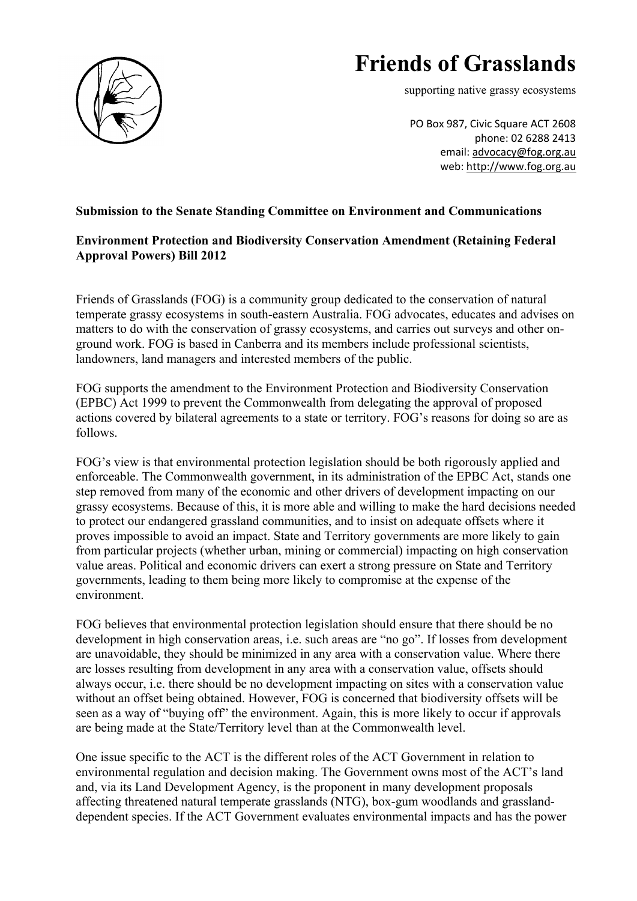# Friends of Grasslands

supporting native grassy ecosystems

PO Box 987, Civic Square ACT 2608
phone: 02 6288 2413
email: advocacy@fog.org.au
web: http://www.fog.org.au

**Submission to the Senate Standing Committee on Environment and Communications**

**Environment Protection and Biodiversity Conservation Amendment (Retaining Federal Approval Powers) Bill 2012**

Friends of Grasslands (FOG) is a community group dedicated to the conservation of natural temperate grassy ecosystems in south-eastern Australia. FOG advocates, educates and advises on matters to do with the conservation of grassy ecosystems, and carries out surveys and other on-ground work. FOG is based in Canberra and its members include professional scientists, landowners, land managers and interested members of the public.

FOG supports the amendment to the Environment Protection and Biodiversity Conservation (EPBC) Act 1999 to prevent the Commonwealth from delegating the approval of proposed actions covered by bilateral agreements to a state or territory. FOG's reasons for doing so are as follows.

FOG's view is that environmental protection legislation should be both rigorously applied and enforceable. The Commonwealth government, in its administration of the EPBC Act, stands one step removed from many of the economic and other drivers of development impacting on our grassy ecosystems. Because of this, it is more able and willing to make the hard decisions needed to protect our endangered grassland communities, and to insist on adequate offsets where it proves impossible to avoid an impact. State and Territory governments are more likely to gain from particular projects (whether urban, mining or commercial) impacting on high conservation value areas. Political and economic drivers can exert a strong pressure on State and Territory governments, leading to them being more likely to compromise at the expense of the environment.

FOG believes that environmental protection legislation should ensure that there should be no development in high conservation areas, i.e. such areas are "no go". If losses from development are unavoidable, they should be minimized in any area with a conservation value. Where there are losses resulting from development in any area with a conservation value, offsets should always occur, i.e. there should be no development impacting on sites with a conservation value without an offset being obtained. However, FOG is concerned that biodiversity offsets will be seen as a way of "buying off" the environment. Again, this is more likely to occur if approvals are being made at the State/Territory level than at the Commonwealth level.

One issue specific to the ACT is the different roles of the ACT Government in relation to environmental regulation and decision making. The Government owns most of the ACT's land and, via its Land Development Agency, is the proponent in many development proposals affecting threatened natural temperate grasslands (NTG), box-gum woodlands and grassland-dependent species. If the ACT Government evaluates environmental impacts and has the power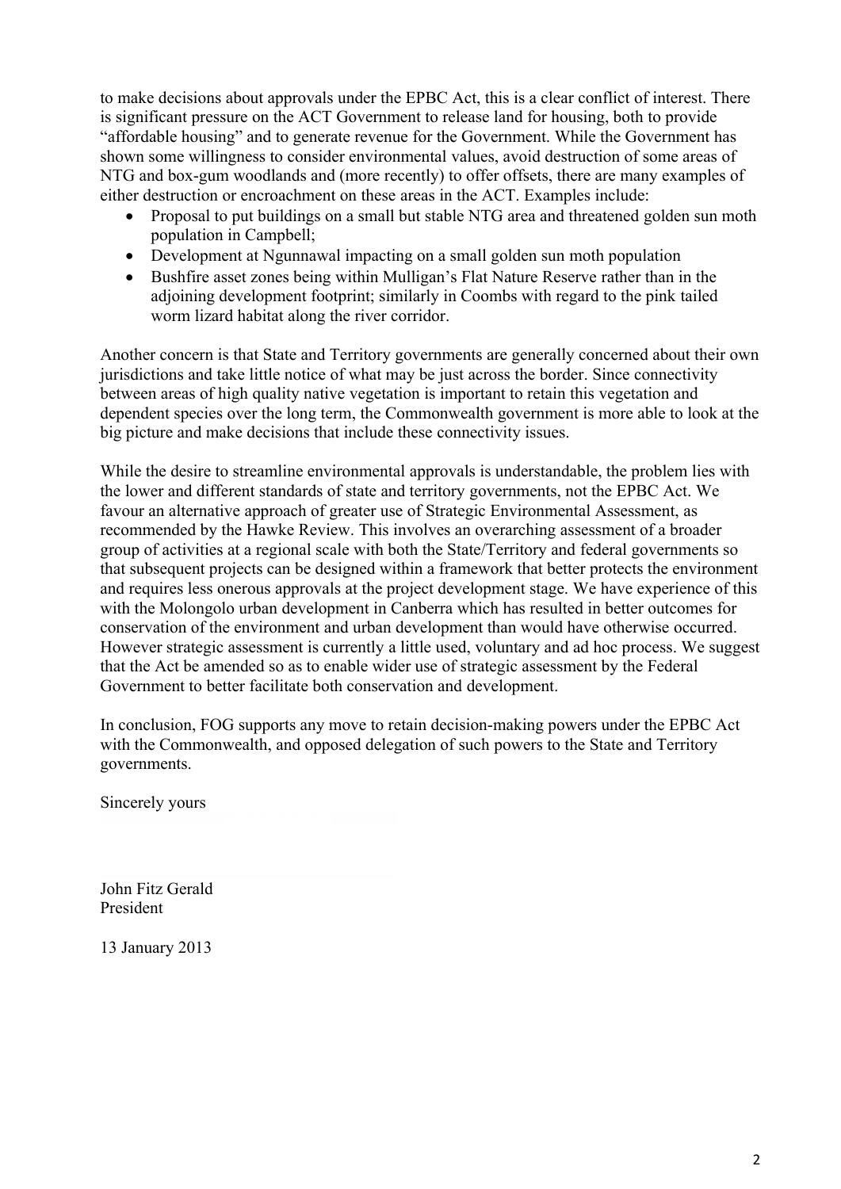to make decisions about approvals under the EPBC Act, this is a clear conflict of interest. There is significant pressure on the ACT Government to release land for housing, both to provide "affordable housing" and to generate revenue for the Government. While the Government has shown some willingness to consider environmental values, avoid destruction of some areas of NTG and box-gum woodlands and (more recently) to offer offsets, there are many examples of either destruction or encroachment on these areas in the ACT. Examples include:

- Proposal to put buildings on a small but stable NTG area and threatened golden sun moth population in Campbell;
- Development at Ngunnawal impacting on a small golden sun moth population
- Bushfire asset zones being within Mulligan's Flat Nature Reserve rather than in the adjoining development footprint; similarly in Coombs with regard to the pink tailed worm lizard habitat along the river corridor.

Another concern is that State and Territory governments are generally concerned about their own jurisdictions and take little notice of what may be just across the border. Since connectivity between areas of high quality native vegetation is important to retain this vegetation and dependent species over the long term, the Commonwealth government is more able to look at the big picture and make decisions that include these connectivity issues.

While the desire to streamline environmental approvals is understandable, the problem lies with the lower and different standards of state and territory governments, not the EPBC Act. We favour an alternative approach of greater use of Strategic Environmental Assessment, as recommended by the Hawke Review. This involves an overarching assessment of a broader group of activities at a regional scale with both the State/Territory and federal governments so that subsequent projects can be designed within a framework that better protects the environment and requires less onerous approvals at the project development stage. We have experience of this with the Molongolo urban development in Canberra which has resulted in better outcomes for conservation of the environment and urban development than would have otherwise occurred. However strategic assessment is currently a little used, voluntary and ad hoc process. We suggest that the Act be amended so as to enable wider use of strategic assessment by the Federal Government to better facilitate both conservation and development.

In conclusion, FOG supports any move to retain decision-making powers under the EPBC Act with the Commonwealth, and opposed delegation of such powers to the State and Territory governments.

Sincerely yours

John Fitz Gerald
President

13 January 2013